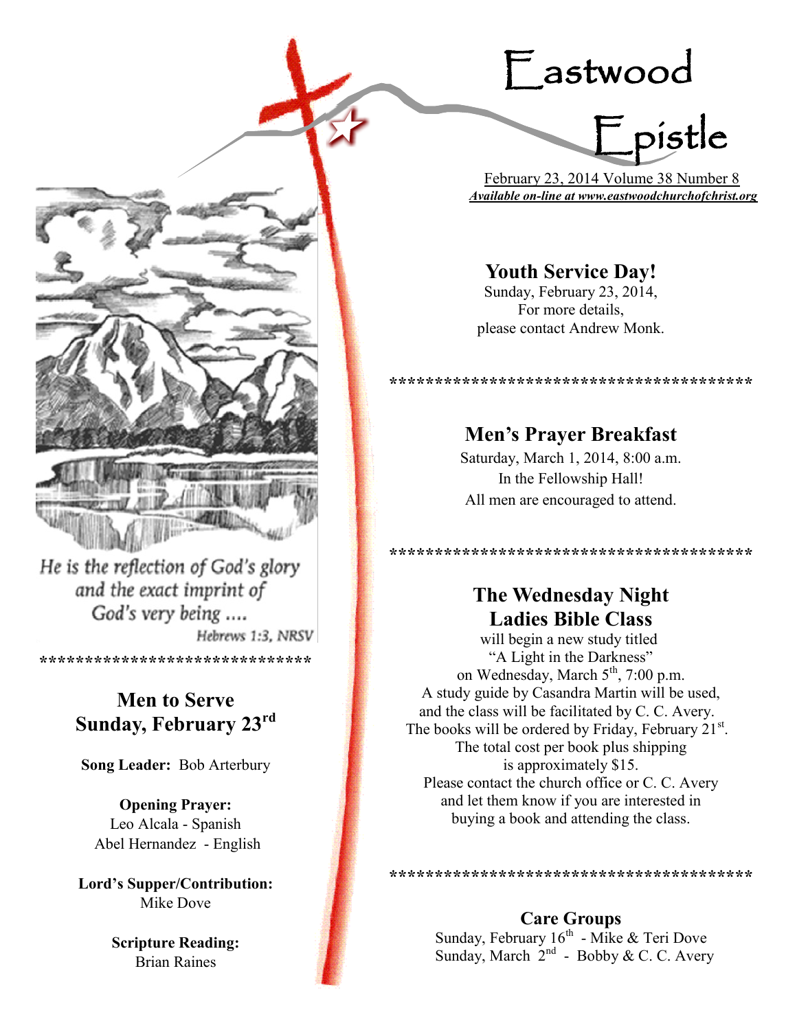# Eastwood Epistle

February 23, 2014 Volume 38 Number 8

***Available on-line at www.eastwoodchurchofchrist.org***

*He is the reflection of God's glory and the exact imprint of God's very being ....*

*Hebrews 1:3, NRSV*

******************************

## Men to Serve Sunday, February 23rd

**Song Leader:** Bob Arterbury

**Opening Prayer:**
Leo Alcala - Spanish
Abel Hernandez - English

**Lord's Supper/Contribution:**
Mike Dove

**Scripture Reading:**
Brian Raines

## Youth Service Day!

Sunday, February 23, 2014,
For more details,
please contact Andrew Monk.

****************************************

## Men's Prayer Breakfast

Saturday, March 1, 2014, 8:00 a.m.
In the Fellowship Hall!
All men are encouraged to attend.

****************************************

## The Wednesday Night Ladies Bible Class

will begin a new study titled "A Light in the Darkness" on Wednesday, March 5th, 7:00 p.m. A study guide by Casandra Martin will be used, and the class will be facilitated by C. C. Avery. The books will be ordered by Friday, February 21st. The total cost per book plus shipping is approximately $15. Please contact the church office or C. C. Avery and let them know if you are interested in buying a book and attending the class.

****************************************

## Care Groups

Sunday, February 16th - Mike & Teri Dove
Sunday, March 2nd - Bobby & C. C. Avery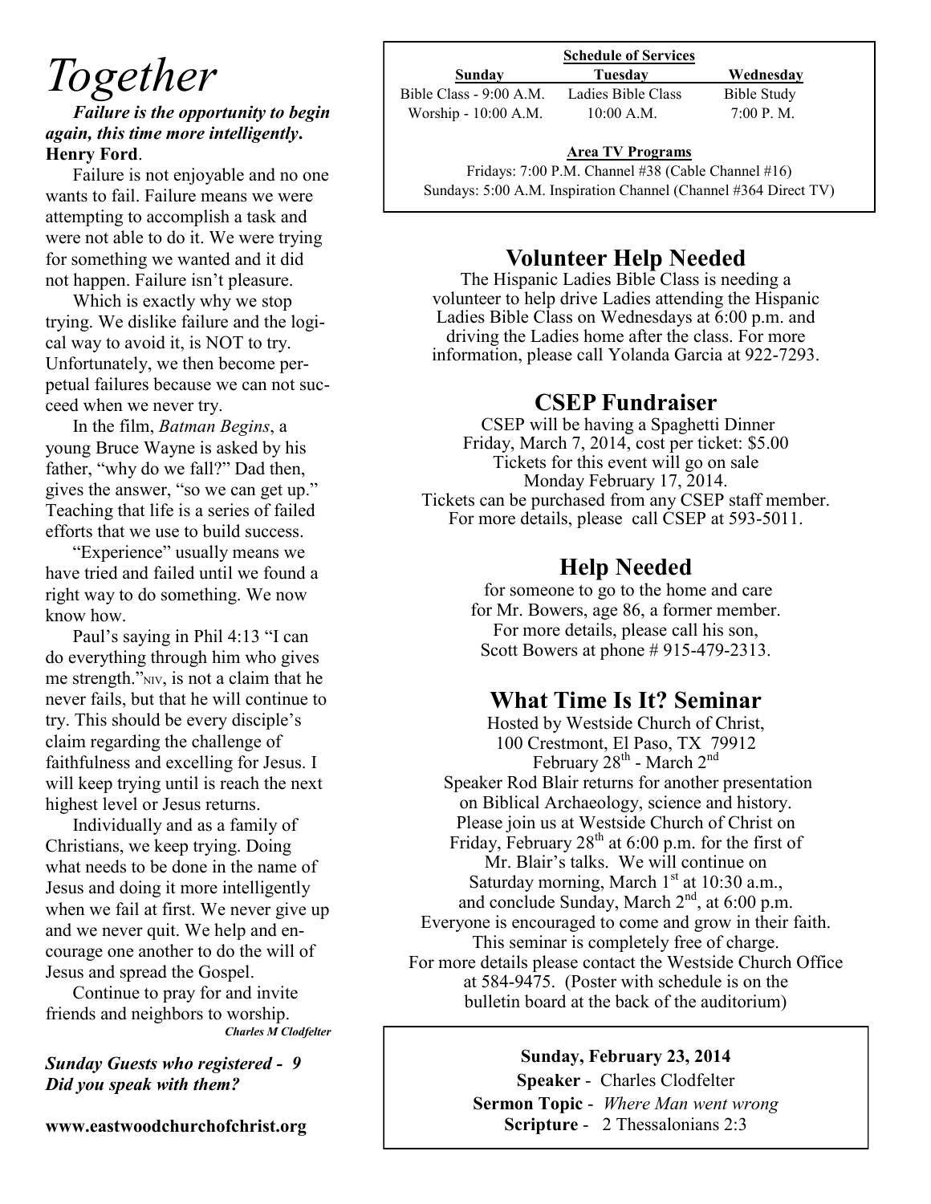# *Together*

***Failure is the opportunity to begin again, this time more intelligently.*** **Henry Ford**.

Failure is not enjoyable and no one wants to fail. Failure means we were attempting to accomplish a task and were not able to do it. We were trying for something we wanted and it did not happen. Failure isn't pleasure.

Which is exactly why we stop trying. We dislike failure and the logical way to avoid it, is NOT to try. Unfortunately, we then become perpetual failures because we can not succeed when we never try.

In the film, *Batman Begins*, a young Bruce Wayne is asked by his father, "why do we fall?" Dad then, gives the answer, "so we can get up." Teaching that life is a series of failed efforts that we use to build success.

"Experience" usually means we have tried and failed until we found a right way to do something. We now know how.

Paul's saying in Phil 4:13 "I can do everything through him who gives me strength."NIV, is not a claim that he never fails, but that he will continue to try. This should be every disciple's claim regarding the challenge of faithfulness and excelling for Jesus. I will keep trying until is reach the next highest level or Jesus returns.

Individually and as a family of Christians, we keep trying. Doing what needs to be done in the name of Jesus and doing it more intelligently when we fail at first. We never give up and we never quit. We help and encourage one another to do the will of Jesus and spread the Gospel.

Continue to pray for and invite friends and neighbors to worship.

*Charles M Clodfelter*

***Sunday Guests who registered - 9***
***Did you speak with them?***

**www.eastwoodchurchofchrist.org**

**Schedule of Services**

| Sunday | Tuesday | Wednesday |
|---|---|---|
| Bible Class - 9:00 A.M. | Ladies Bible Class | Bible Study |
| Worship - 10:00 A.M. | 10:00 A.M. | 7:00 P. M. |

**Area TV Programs**

Fridays: 7:00 P.M. Channel #38 (Cable Channel #16)
Sundays: 5:00 A.M. Inspiration Channel (Channel #364 Direct TV)

## Volunteer Help Needed

The Hispanic Ladies Bible Class is needing a volunteer to help drive Ladies attending the Hispanic Ladies Bible Class on Wednesdays at 6:00 p.m. and driving the Ladies home after the class. For more information, please call Yolanda Garcia at 922-7293.

## CSEP Fundraiser

CSEP will be having a Spaghetti Dinner
Friday, March 7, 2014, cost per ticket: $5.00
Tickets for this event will go on sale
Monday February 17, 2014.
Tickets can be purchased from any CSEP staff member.
For more details, please call CSEP at 593-5011.

## Help Needed

for someone to go to the home and care for Mr. Bowers, age 86, a former member. For more details, please call his son, Scott Bowers at phone # 915-479-2313.

## What Time Is It? Seminar

Hosted by Westside Church of Christ,
100 Crestmont, El Paso, TX 79912
February 28th - March 2nd
Speaker Rod Blair returns for another presentation on Biblical Archaeology, science and history.
Please join us at Westside Church of Christ on Friday, February 28th at 6:00 p.m. for the first of Mr. Blair's talks. We will continue on Saturday morning, March 1st at 10:30 a.m., and conclude Sunday, March 2nd, at 6:00 p.m.
Everyone is encouraged to come and grow in their faith.
This seminar is completely free of charge.
For more details please contact the Westside Church Office at 584-9475. (Poster with schedule is on the bulletin board at the back of the auditorium)

**Sunday, February 23, 2014**
**Speaker** - Charles Clodfelter
**Sermon Topic** - *Where Man went wrong*
**Scripture** - 2 Thessalonians 2:3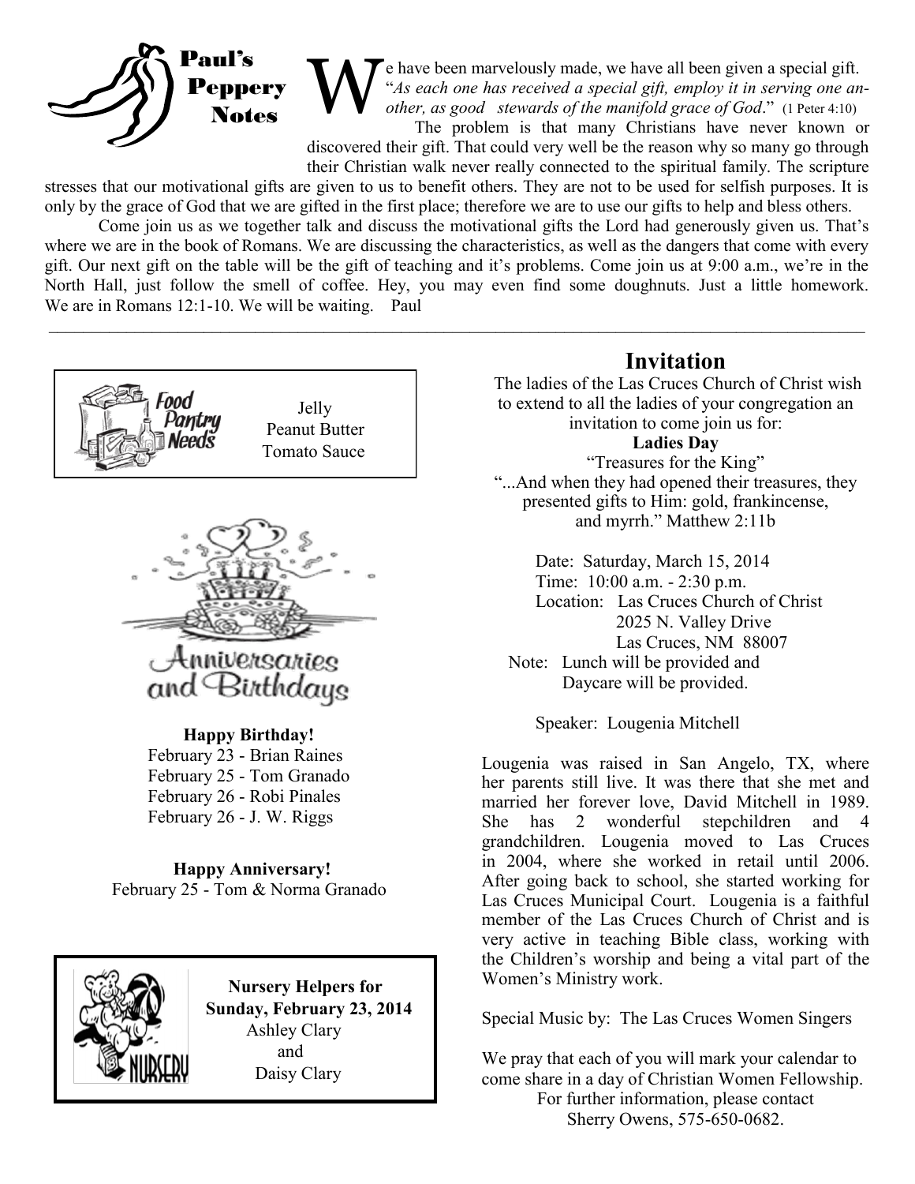## Paul's Peppery Notes

We have been marvelously made, we have all been given a special gift. "*As each one has received a special gift, employ it in serving one another, as good stewards of the manifold grace of God*." (1 Peter 4:10)

The problem is that many Christians have never known or discovered their gift. That could very well be the reason why so many go through their Christian walk never really connected to the spiritual family. The scripture stresses that our motivational gifts are given to us to benefit others. They are not to be used for selfish purposes. It is only by the grace of God that we are gifted in the first place; therefore we are to use our gifts to help and bless others.

Come join us as we together talk and discuss the motivational gifts the Lord had generously given us. That's where we are in the book of Romans. We are discussing the characteristics, as well as the dangers that come with every gift. Our next gift on the table will be the gift of teaching and it's problems. Come join us at 9:00 a.m., we're in the North Hall, just follow the smell of coffee. Hey, you may even find some doughnuts. Just a little homework. We are in Romans 12:1-10. We will be waiting. Paul

---

### Food Pantry Needs

Jelly
Peanut Butter
Tomato Sauce

### Anniversaries and Birthdays

**Happy Birthday!**

February 23 - Brian Raines
February 25 - Tom Granado
February 26 - Robi Pinales
February 26 - J. W. Riggs

**Happy Anniversary!**

February 25 - Tom & Norma Granado

### Nursery

**Nursery Helpers for Sunday, February 23, 2014**

Ashley Clary
and
Daisy Clary

## Invitation

The ladies of the Las Cruces Church of Christ wish to extend to all the ladies of your congregation an invitation to come join us for:

**Ladies Day**

"Treasures for the King"

"...And when they had opened their treasures, they presented gifts to Him: gold, frankincense, and myrrh." Matthew 2:11b

Date: Saturday, March 15, 2014
Time: 10:00 a.m. - 2:30 p.m.
Location: Las Cruces Church of Christ
2025 N. Valley Drive
Las Cruces, NM 88007
Note: Lunch will be provided and
Daycare will be provided.

Speaker: Lougenia Mitchell

Lougenia was raised in San Angelo, TX, where her parents still live. It was there that she met and married her forever love, David Mitchell in 1989. She has 2 wonderful stepchildren and 4 grandchildren. Lougenia moved to Las Cruces in 2004, where she worked in retail until 2006. After going back to school, she started working for Las Cruces Municipal Court. Lougenia is a faithful member of the Las Cruces Church of Christ and is very active in teaching Bible class, working with the Children's worship and being a vital part of the Women's Ministry work.

Special Music by: The Las Cruces Women Singers

We pray that each of you will mark your calendar to come share in a day of Christian Women Fellowship.
For further information, please contact
Sherry Owens, 575-650-0682.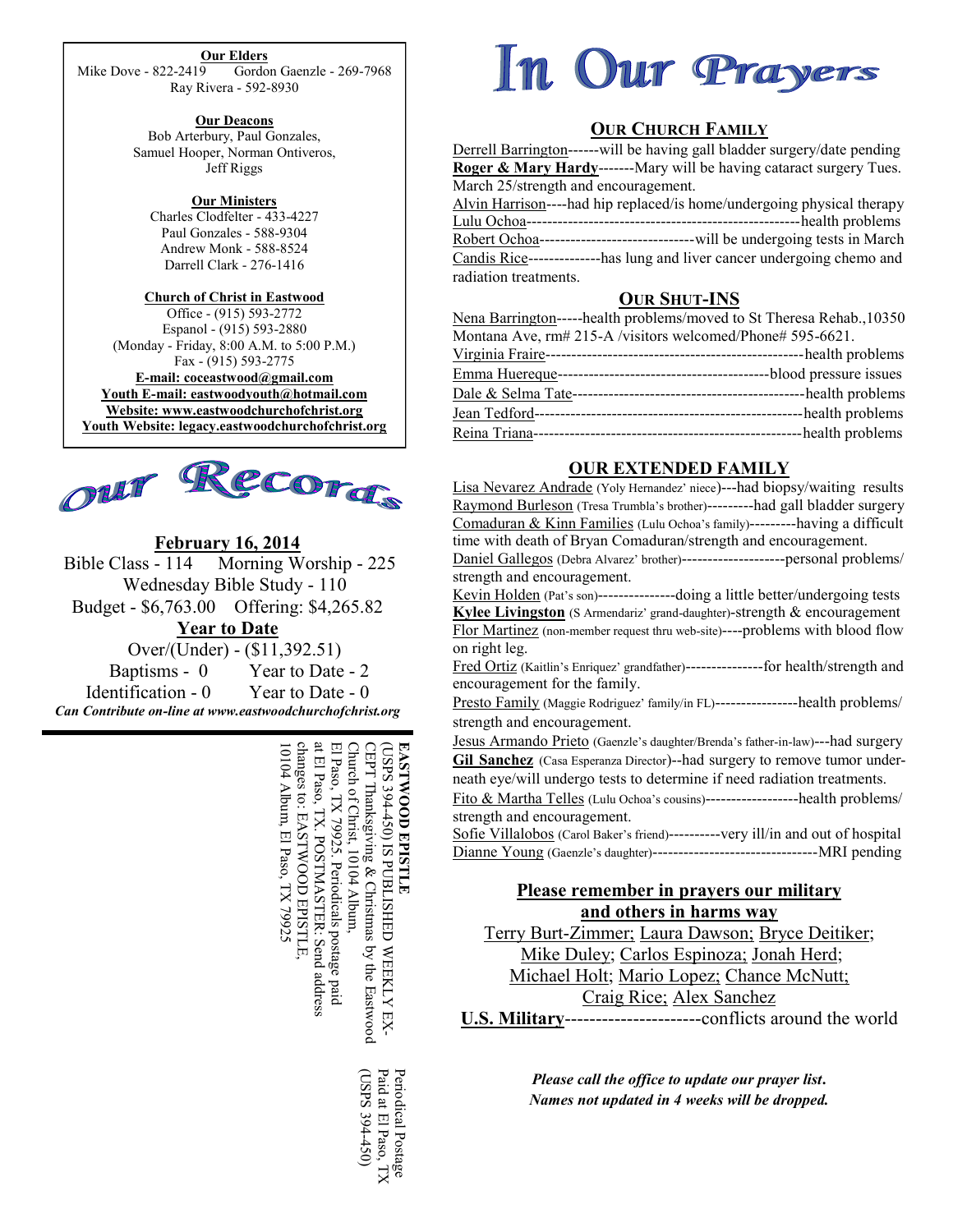**Our Elders**

Mike Dove - 822-2419 Gordon Gaenzle - 269-7968
Ray Rivera - 592-8930

**Our Deacons**

Bob Arterbury, Paul Gonzales,
Samuel Hooper, Norman Ontiveros,
Jeff Riggs

**Our Ministers**

Charles Clodfelter - 433-4227
Paul Gonzales - 588-9304
Andrew Monk - 588-8524
Darrell Clark - 276-1416

**Church of Christ in Eastwood**

Office - (915) 593-2772
Espanol - (915) 593-2880
(Monday - Friday, 8:00 A.M. to 5:00 P.M.)
Fax - (915) 593-2775
**E-mail: coceastwood@gmail.com**
**Youth E-mail: eastwoodyouth@hotmail.com**
**Website: www.eastwoodchurchofchrist.org**
**Youth Website: legacy.eastwoodchurchofchrist.org**

# Our Records

**February 16, 2014**

Bible Class - 114 Morning Worship - 225
Wednesday Bible Study - 110
Budget - $6,763.00 Offering: $4,265.82

**Year to Date**

Over/(Under) - ($11,392.51)
Baptisms - 0 Year to Date - 2
Identification - 0 Year to Date - 0

***Can Contribute on-line at www.eastwoodchurchofchrist.org***

**EASTWOOD EPISTLE** (USPS 394-450) IS PUBLISHED WEEKLY EXCEPT Thanksgiving & Christmas by the Eastwood Church of Christ, 10104 Album, El Paso, TX 79925. Periodicals postage paid at El Paso, TX. POSTMASTER: Send address changes to: EASTWOOD EPISTLE, 10104 Album, El Paso, TX 79925

Periodical Postage
Paid at El Paso, TX
(USPS 394-450)

# In Our Prayers

## Our Church Family

Derrell Barrington------will be having gall bladder surgery/date pending
**Roger & Mary Hardy**-------Mary will be having cataract surgery Tues. March 25/strength and encouragement.
Alvin Harrison----had hip replaced/is home/undergoing physical therapy
Lulu Ochoa----------------------------------------------------health problems
Robert Ochoa------------------------------will be undergoing tests in March
Candis Rice--------------has lung and liver cancer undergoing chemo and radiation treatments.

## Our Shut-Ins

Nena Barrington-----health problems/moved to St Theresa Rehab.,10350 Montana Ave, rm# 215-A /visitors welcomed/Phone# 595-6621.
Virginia Fraire-------------------------------------------------health problems
Emma Huereque----------------------------------------blood pressure issues
Dale & Selma Tate--------------------------------------------health problems
Jean Tedford----------------------------------------------------health problems
Reina Triana----------------------------------------------------health problems

## OUR EXTENDED FAMILY

Lisa Nevarez Andrade (Yoly Hernandez' niece)---had biopsy/waiting results
Raymond Burleson (Tresa Trumbla's brother)---------had gall bladder surgery
Comaduran & Kinn Families (Lulu Ochoa's family)---------having a difficult time with death of Bryan Comaduran/strength and encouragement.
Daniel Gallegos (Debra Alvarez' brother)--------------------personal problems/ strength and encouragement.
Kevin Holden (Pat's son)---------------doing a little better/undergoing tests
**Kylee Livingston** (S Armendariz' grand-daughter)-strength & encouragement
Flor Martinez (non-member request thru web-site)----problems with blood flow on right leg.
Fred Ortiz (Kaitlin's Enriquez' grandfather)---------------for health/strength and encouragement for the family.
Presto Family (Maggie Rodriguez' family/in FL)----------------health problems/ strength and encouragement.
Jesus Armando Prieto (Gaenzle's daughter/Brenda's father-in-law)---had surgery
**Gil Sanchez** (Casa Esperanza Director)--had surgery to remove tumor underneath eye/will undergo tests to determine if need radiation treatments.
Fito & Martha Telles (Lulu Ochoa's cousins)------------------health problems/ strength and encouragement.
Sofie Villalobos (Carol Baker's friend)----------very ill/in and out of hospital
Dianne Young (Gaenzle's daughter)--------------------------------MRI pending

**Please remember in prayers our military and others in harms way**

Terry Burt-Zimmer; Laura Dawson; Bryce Deitiker; Mike Duley; Carlos Espinoza; Jonah Herd; Michael Holt; Mario Lopez; Chance McNutt; Craig Rice; Alex Sanchez
**U.S. Military**----------------------conflicts around the world

***Please call the office to update our prayer list.***
***Names not updated in 4 weeks will be dropped.***